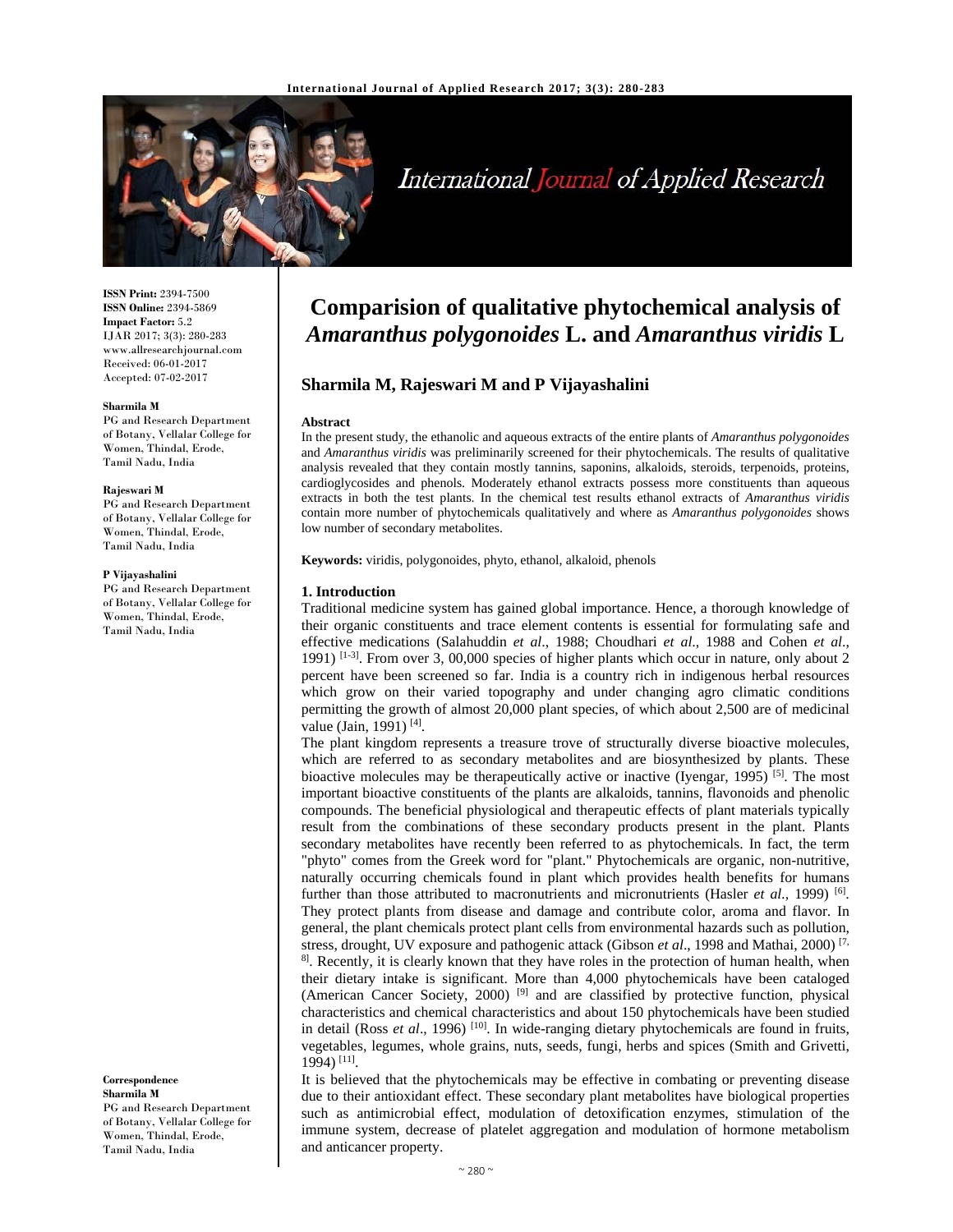# Comparision of qualitative phytochemical analysis of *Amaranthus polygonoides* L. and *Amaranthus viridis* L

**Sharmila M, Rajeswari M and P Vijayashalini**

**ISSN Print:** 2394-7500
**ISSN Online:** 2394-5869
**Impact Factor:** 5.2
IJAR 2017; 3(3): 280-283
www.allresearchjournal.com
Received: 06-01-2017
Accepted: 07-02-2017

**Sharmila M**
PG and Research Department of Botany, Vellalar College for Women, Thindal, Erode, Tamil Nadu, India

**Rajeswari M**
PG and Research Department of Botany, Vellalar College for Women, Thindal, Erode, Tamil Nadu, India

**P Vijayashalini**
PG and Research Department of Botany, Vellalar College for Women, Thindal, Erode, Tamil Nadu, India

**Correspondence**
**Sharmila M**
PG and Research Department of Botany, Vellalar College for Women, Thindal, Erode, Tamil Nadu, India

**Abstract**

In the present study, the ethanolic and aqueous extracts of the entire plants of *Amaranthus polygonoides* and *Amaranthus viridis* was preliminarily screened for their phytochemicals. The results of qualitative analysis revealed that they contain mostly tannins, saponins, alkaloids, steroids, terpenoids, proteins, cardioglycosides and phenols. Moderately ethanol extracts possess more constituents than aqueous extracts in both the test plants. In the chemical test results ethanol extracts of *Amaranthus viridis* contain more number of phytochemicals qualitatively and where as *Amaranthus polygonoides* shows low number of secondary metabolites.

**Keywords:** viridis, polygonoides, phyto, ethanol, alkaloid, phenols

## 1. Introduction

Traditional medicine system has gained global importance. Hence, a thorough knowledge of their organic constituents and trace element contents is essential for formulating safe and effective medications (Salahuddin *et al*., 1988; Choudhari *et al*., 1988 and Cohen *et al*., 1991) [1-3]. From over 3, 00,000 species of higher plants which occur in nature, only about 2 percent have been screened so far. India is a country rich in indigenous herbal resources which grow on their varied topography and under changing agro climatic conditions permitting the growth of almost 20,000 plant species, of which about 2,500 are of medicinal value (Jain, 1991) [4].

The plant kingdom represents a treasure trove of structurally diverse bioactive molecules, which are referred to as secondary metabolites and are biosynthesized by plants. These bioactive molecules may be therapeutically active or inactive (Iyengar, 1995) [5]. The most important bioactive constituents of the plants are alkaloids, tannins, flavonoids and phenolic compounds. The beneficial physiological and therapeutic effects of plant materials typically result from the combinations of these secondary products present in the plant. Plants secondary metabolites have recently been referred to as phytochemicals. In fact, the term "phyto" comes from the Greek word for "plant." Phytochemicals are organic, non-nutritive, naturally occurring chemicals found in plant which provides health benefits for humans further than those attributed to macronutrients and micronutrients (Hasler *et al*., 1999) [6]. They protect plants from disease and damage and contribute color, aroma and flavor. In general, the plant chemicals protect plant cells from environmental hazards such as pollution, stress, drought, UV exposure and pathogenic attack (Gibson *et al*., 1998 and Mathai, 2000) [7, 8]. Recently, it is clearly known that they have roles in the protection of human health, when their dietary intake is significant. More than 4,000 phytochemicals have been cataloged (American Cancer Society, 2000) [9] and are classified by protective function, physical characteristics and chemical characteristics and about 150 phytochemicals have been studied in detail (Ross *et al*., 1996) [10]. In wide-ranging dietary phytochemicals are found in fruits, vegetables, legumes, whole grains, nuts, seeds, fungi, herbs and spices (Smith and Grivetti, 1994) [11].

It is believed that the phytochemicals may be effective in combating or preventing disease due to their antioxidant effect. These secondary plant metabolites have biological properties such as antimicrobial effect, modulation of detoxification enzymes, stimulation of the immune system, decrease of platelet aggregation and modulation of hormone metabolism and anticancer property.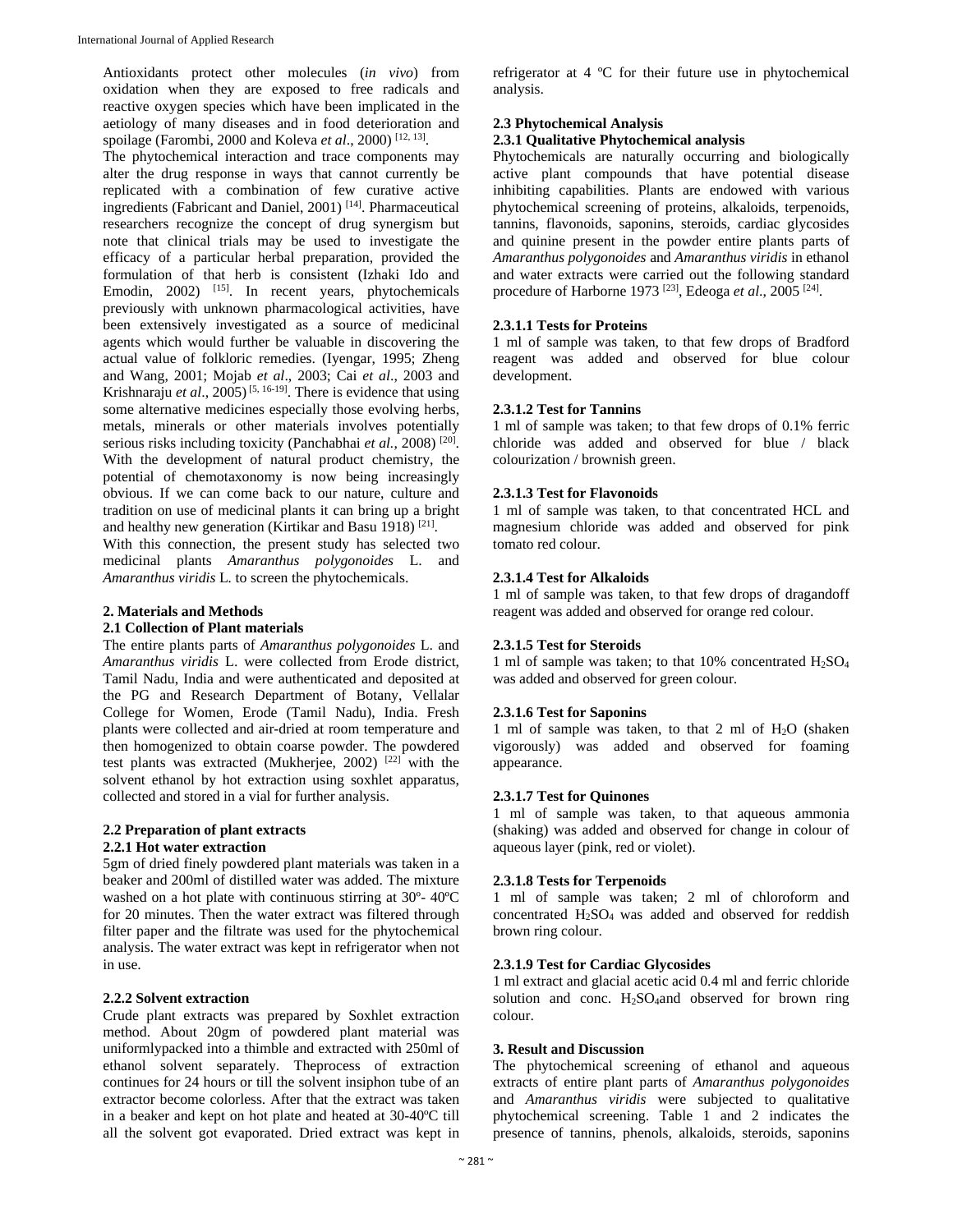Antioxidants protect other molecules (*in vivo*) from oxidation when they are exposed to free radicals and reactive oxygen species which have been implicated in the aetiology of many diseases and in food deterioration and spoilage (Farombi, 2000 and Koleva *et al*., 2000) [12, 13].

The phytochemical interaction and trace components may alter the drug response in ways that cannot currently be replicated with a combination of few curative active ingredients (Fabricant and Daniel, 2001) [14]. Pharmaceutical researchers recognize the concept of drug synergism but note that clinical trials may be used to investigate the efficacy of a particular herbal preparation, provided the formulation of that herb is consistent (Izhaki Ido and Emodin, 2002) [15]. In recent years, phytochemicals previously with unknown pharmacological activities, have been extensively investigated as a source of medicinal agents which would further be valuable in discovering the actual value of folkloric remedies. (Iyengar, 1995; Zheng and Wang, 2001; Mojab *et al*., 2003; Cai *et al*., 2003 and Krishnaraju *et al*., 2005) [5, 16-19]. There is evidence that using some alternative medicines especially those evolving herbs, metals, minerals or other materials involves potentially serious risks including toxicity (Panchabhai *et al.*, 2008) [20]. With the development of natural product chemistry, the potential of chemotaxonomy is now being increasingly obvious. If we can come back to our nature, culture and tradition on use of medicinal plants it can bring up a bright and healthy new generation (Kirtikar and Basu 1918) [21].

With this connection, the present study has selected two medicinal plants *Amaranthus polygonoides* L. and *Amaranthus viridis* L. to screen the phytochemicals.

## 2. Materials and Methods

### 2.1 Collection of Plant materials

The entire plants parts of *Amaranthus polygonoides* L. and *Amaranthus viridis* L. were collected from Erode district, Tamil Nadu, India and were authenticated and deposited at the PG and Research Department of Botany, Vellalar College for Women, Erode (Tamil Nadu), India. Fresh plants were collected and air-dried at room temperature and then homogenized to obtain coarse powder. The powdered test plants was extracted (Mukherjee, 2002) [22] with the solvent ethanol by hot extraction using soxhlet apparatus, collected and stored in a vial for further analysis.

### 2.2 Preparation of plant extracts

#### 2.2.1 Hot water extraction

5gm of dried finely powdered plant materials was taken in a beaker and 200ml of distilled water was added. The mixture washed on a hot plate with continuous stirring at 30º- 40ºC for 20 minutes. Then the water extract was filtered through filter paper and the filtrate was used for the phytochemical analysis. The water extract was kept in refrigerator when not in use.

#### 2.2.2 Solvent extraction

Crude plant extracts was prepared by Soxhlet extraction method. About 20gm of powdered plant material was uniformlypacked into a thimble and extracted with 250ml of ethanol solvent separately. Theprocess of extraction continues for 24 hours or till the solvent insiphon tube of an extractor become colorless. After that the extract was taken in a beaker and kept on hot plate and heated at 30-40ºC till all the solvent got evaporated. Dried extract was kept in refrigerator at 4 ºC for their future use in phytochemical analysis.

### 2.3 Phytochemical Analysis

#### 2.3.1 Qualitative Phytochemical analysis

Phytochemicals are naturally occurring and biologically active plant compounds that have potential disease inhibiting capabilities. Plants are endowed with various phytochemical screening of proteins, alkaloids, terpenoids, tannins, flavonoids, saponins, steroids, cardiac glycosides and quinine present in the powder entire plants parts of *Amaranthus polygonoides* and *Amaranthus viridis* in ethanol and water extracts were carried out the following standard procedure of Harborne 1973 [23], Edeoga *et al*., 2005 [24].

#### 2.3.1.1 Tests for Proteins

1 ml of sample was taken, to that few drops of Bradford reagent was added and observed for blue colour development.

#### 2.3.1.2 Test for Tannins

1 ml of sample was taken; to that few drops of 0.1% ferric chloride was added and observed for blue / black colourization / brownish green.

#### 2.3.1.3 Test for Flavonoids

1 ml of sample was taken, to that concentrated HCL and magnesium chloride was added and observed for pink tomato red colour.

#### 2.3.1.4 Test for Alkaloids

1 ml of sample was taken, to that few drops of dragandoff reagent was added and observed for orange red colour.

#### 2.3.1.5 Test for Steroids

1 ml of sample was taken; to that 10% concentrated $H_2SO_4$ was added and observed for green colour.

#### 2.3.1.6 Test for Saponins

1 ml of sample was taken, to that 2 ml of $H_2O$ (shaken vigorously) was added and observed for foaming appearance.

#### 2.3.1.7 Test for Quinones

1 ml of sample was taken, to that aqueous ammonia (shaking) was added and observed for change in colour of aqueous layer (pink, red or violet).

#### 2.3.1.8 Tests for Terpenoids

1 ml of sample was taken; 2 ml of chloroform and concentrated $H_2SO_4$ was added and observed for reddish brown ring colour.

#### 2.3.1.9 Test for Cardiac Glycosides

1 ml extract and glacial acetic acid 0.4 ml and ferric chloride solution and conc. $H_2SO_4$and observed for brown ring colour.

## 3. Result and Discussion

The phytochemical screening of ethanol and aqueous extracts of entire plant parts of *Amaranthus polygonoides* and *Amaranthus viridis* were subjected to qualitative phytochemical screening. Table 1 and 2 indicates the presence of tannins, phenols, alkaloids, steroids, saponins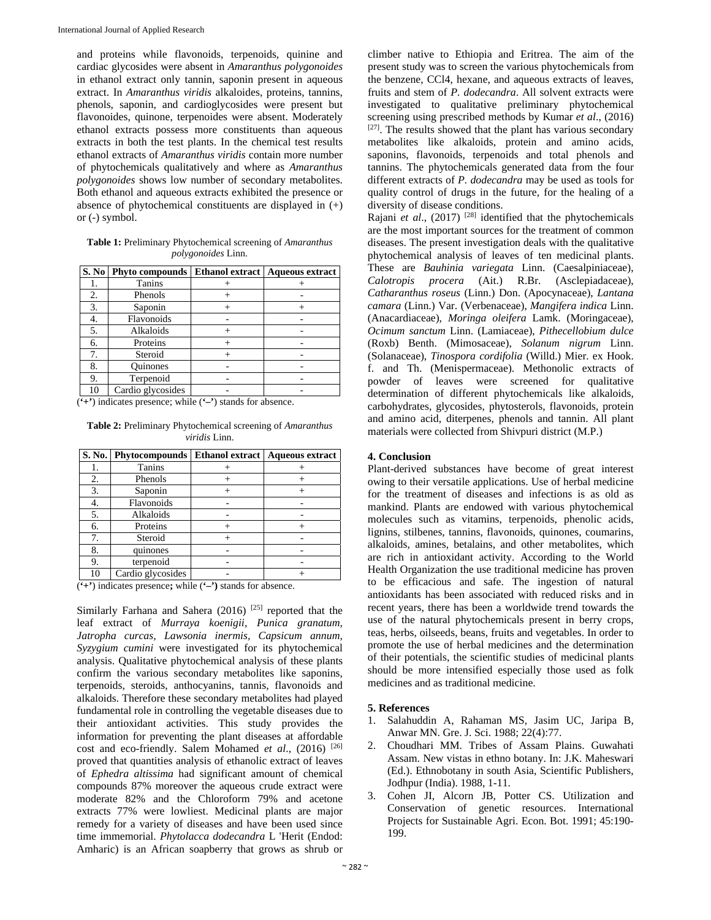and proteins while flavonoids, terpenoids, quinine and cardiac glycosides were absent in *Amaranthus polygonoides* in ethanol extract only tannin, saponin present in aqueous extract. In *Amaranthus viridis* alkaloides, proteins, tannins, phenols, saponin, and cardioglycosides were present but flavonoides, quinone, terpenoides were absent. Moderately ethanol extracts possess more constituents than aqueous extracts in both the test plants. In the chemical test results ethanol extracts of *Amaranthus viridis* contain more number of phytochemicals qualitatively and where as *Amaranthus polygonoides* shows low number of secondary metabolites. Both ethanol and aqueous extracts exhibited the presence or absence of phytochemical constituents are displayed in (+) or (-) symbol.

**Table 1:** Preliminary Phytochemical screening of *Amaranthus polygonoides* Linn.

| S. No | Phyto compounds | Ethanol extract | Aqueous extract |
|---|---|---|---|
| 1. | Tanins | + | + |
| 2. | Phenols | + | - |
| 3. | Saponin | + | + |
| 4. | Flavonoids | - | - |
| 5. | Alkaloids | + | - |
| 6. | Proteins | + | - |
| 7. | Steroid | + | - |
| 8. | Quinones | - | - |
| 9. | Terpenoid | - | - |
| 10 | Cardio glycosides | - | - |

(**'+'**) indicates presence; while (**'–'**) stands for absence.

**Table 2:** Preliminary Phytochemical screening of *Amaranthus viridis* Linn.

| S. No. | Phytocompounds | Ethanol extract | Aqueous extract |
|---|---|---|---|
| 1. | Tanins | + | + |
| 2. | Phenols | + | + |
| 3. | Saponin | + | + |
| 4. | Flavonoids | - | - |
| 5. | Alkaloids | - | - |
| 6. | Proteins | + | + |
| 7. | Steroid | + | - |
| 8. | quinones | - | - |
| 9. | terpenoid | - | - |
| 10 | Cardio glycosides | - | + |

(**'+'**) indicates presence**;** while (**'–'**) stands for absence.

Similarly Farhana and Sahera (2016) [25] reported that the leaf extract of *Murraya koenigii, Punica granatum, Jatropha curcas, Lawsonia inermis, Capsicum annum, Syzygium cumini* were investigated for its phytochemical analysis. Qualitative phytochemical analysis of these plants confirm the various secondary metabolites like saponins, terpenoids, steroids, anthocyanins, tannis, flavonoids and alkaloids. Therefore these secondary metabolites had played fundamental role in controlling the vegetable diseases due to their antioxidant activities. This study provides the information for preventing the plant diseases at affordable cost and eco-friendly. Salem Mohamed *et al*., (2016) [26] proved that quantities analysis of ethanolic extract of leaves of *Ephedra altissima* had significant amount of chemical compounds 87% moreover the aqueous crude extract were moderate 82% and the Chloroform 79% and acetone extracts 77% were lowliest. Medicinal plants are major remedy for a variety of diseases and have been used since time immemorial. *Phytolacca dodecandra* L 'Herit (Endod: Amharic) is an African soapberry that grows as shrub or climber native to Ethiopia and Eritrea. The aim of the present study was to screen the various phytochemicals from the benzene, CCl4, hexane, and aqueous extracts of leaves, fruits and stem of *P. dodecandra*. All solvent extracts were investigated to qualitative preliminary phytochemical screening using prescribed methods by Kumar *et al*., (2016) [27]. The results showed that the plant has various secondary metabolites like alkaloids, protein and amino acids, saponins, flavonoids, terpenoids and total phenols and tannins. The phytochemicals generated data from the four different extracts of *P. dodecandra* may be used as tools for quality control of drugs in the future, for the healing of a diversity of disease conditions.

Rajani *et al*., (2017) [28] identified that the phytochemicals are the most important sources for the treatment of common diseases. The present investigation deals with the qualitative phytochemical analysis of leaves of ten medicinal plants. These are *Bauhinia variegata* Linn. (Caesalpiniaceae), *Calotropis procera* (Ait.) R.Br. (Asclepiadaceae), *Catharanthus roseus* (Linn.) Don. (Apocynaceae), *Lantana camara* (Linn.) Var. (Verbenaceae), *Mangifera indica* Linn. (Anacardiaceae), *Moringa oleifera* Lamk. (Moringaceae), *Ocimum sanctum* Linn. (Lamiaceae), *Pithecellobium dulce* (Roxb) Benth. (Mimosaceae), *Solanum nigrum* Linn. (Solanaceae), *Tinospora cordifolia* (Willd.) Mier. ex Hook. f. and Th. (Menispermaceae). Methonolic extracts of powder of leaves were screened for qualitative determination of different phytochemicals like alkaloids, carbohydrates, glycosides, phytosterols, flavonoids, protein and amino acid, diterpenes, phenols and tannin. All plant materials were collected from Shivpuri district (M.P.)

## 4. Conclusion

Plant-derived substances have become of great interest owing to their versatile applications. Use of herbal medicine for the treatment of diseases and infections is as old as mankind. Plants are endowed with various phytochemical molecules such as vitamins, terpenoids, phenolic acids, lignins, stilbenes, tannins, flavonoids, quinones, coumarins, alkaloids, amines, betalains, and other metabolites, which are rich in antioxidant activity. According to the World Health Organization the use traditional medicine has proven to be efficacious and safe. The ingestion of natural antioxidants has been associated with reduced risks and in recent years, there has been a worldwide trend towards the use of the natural phytochemicals present in berry crops, teas, herbs, oilseeds, beans, fruits and vegetables. In order to promote the use of herbal medicines and the determination of their potentials, the scientific studies of medicinal plants should be more intensified especially those used as folk medicines and as traditional medicine.

## 5. References

1. Salahuddin A, Rahaman MS, Jasim UC, Jaripa B, Anwar MN. Gre. J. Sci. 1988; 22(4):77.
2. Choudhari MM. Tribes of Assam Plains. Guwahati Assam. New vistas in ethno botany. In: J.K. Maheswari (Ed.). Ethnobotany in south Asia, Scientific Publishers, Jodhpur (India). 1988, 1-11.
3. Cohen JI, Alcorn JB, Potter CS. Utilization and Conservation of genetic resources. International Projects for Sustainable Agri. Econ. Bot. 1991; 45:190-199.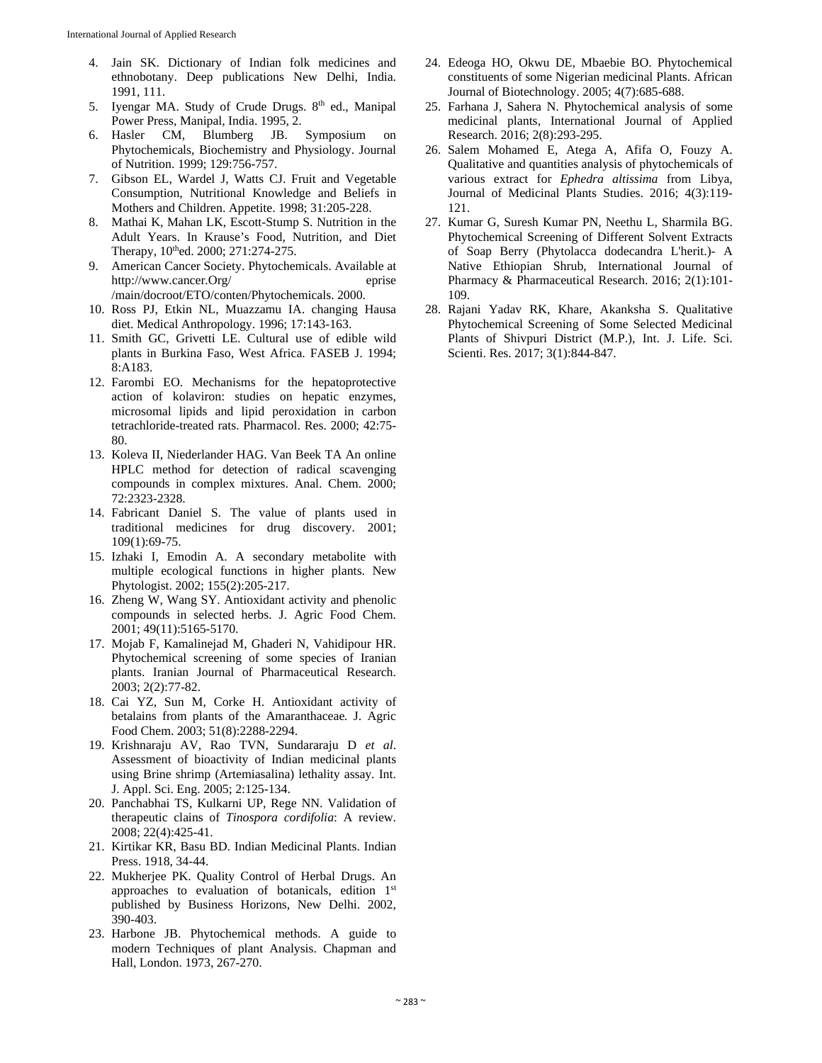4. Jain SK. Dictionary of Indian folk medicines and ethnobotany. Deep publications New Delhi, India. 1991, 111.
5. Iyengar MA. Study of Crude Drugs. 8th ed., Manipal Power Press, Manipal, India. 1995, 2.
6. Hasler CM, Blumberg JB. Symposium on Phytochemicals, Biochemistry and Physiology. Journal of Nutrition. 1999; 129:756-757.
7. Gibson EL, Wardel J, Watts CJ. Fruit and Vegetable Consumption, Nutritional Knowledge and Beliefs in Mothers and Children. Appetite. 1998; 31:205-228.
8. Mathai K, Mahan LK, Escott-Stump S. Nutrition in the Adult Years. In Krause's Food, Nutrition, and Diet Therapy, 10th ed. 2000; 271:274-275.
9. American Cancer Society. Phytochemicals. Available at http://www.cancer.Org/ eprise /main/docroot/ETO/conten/Phytochemicals. 2000.
10. Ross PJ, Etkin NL, Muazzamu IA. changing Hausa diet. Medical Anthropology. 1996; 17:143-163.
11. Smith GC, Grivetti LE. Cultural use of edible wild plants in Burkina Faso, West Africa. FASEB J. 1994; 8:A183.
12. Farombi EO. Mechanisms for the hepatoprotective action of kolaviron: studies on hepatic enzymes, microsomal lipids and lipid peroxidation in carbon tetrachloride-treated rats. Pharmacol. Res. 2000; 42:75-80.
13. Koleva II, Niederlander HAG. Van Beek TA An online HPLC method for detection of radical scavenging compounds in complex mixtures. Anal. Chem. 2000; 72:2323-2328.
14. Fabricant Daniel S. The value of plants used in traditional medicines for drug discovery. 2001; 109(1):69-75.
15. Izhaki I, Emodin A. A secondary metabolite with multiple ecological functions in higher plants. New Phytologist. 2002; 155(2):205-217.
16. Zheng W, Wang SY. Antioxidant activity and phenolic compounds in selected herbs. J. Agric Food Chem. 2001; 49(11):5165-5170.
17. Mojab F, Kamalinejad M, Ghaderi N, Vahidipour HR. Phytochemical screening of some species of Iranian plants. Iranian Journal of Pharmaceutical Research. 2003; 2(2):77-82.
18. Cai YZ, Sun M, Corke H. Antioxidant activity of betalains from plants of the Amaranthaceae. J. Agric Food Chem. 2003; 51(8):2288-2294.
19. Krishnaraju AV, Rao TVN, Sundararaju D *et al*. Assessment of bioactivity of Indian medicinal plants using Brine shrimp (Artemiasalina) lethality assay. Int. J. Appl. Sci. Eng. 2005; 2:125-134.
20. Panchabhai TS, Kulkarni UP, Rege NN. Validation of therapeutic clains of *Tinospora cordifolia*: A review. 2008; 22(4):425-41.
21. Kirtikar KR, Basu BD. Indian Medicinal Plants. Indian Press. 1918, 34-44.
22. Mukherjee PK. Quality Control of Herbal Drugs. An approaches to evaluation of botanicals, edition 1st published by Business Horizons, New Delhi. 2002, 390-403.
23. Harbone JB. Phytochemical methods. A guide to modern Techniques of plant Analysis. Chapman and Hall, London. 1973, 267-270.
24. Edeoga HO, Okwu DE, Mbaebie BO. Phytochemical constituents of some Nigerian medicinal Plants. African Journal of Biotechnology. 2005; 4(7):685-688.
25. Farhana J, Sahera N. Phytochemical analysis of some medicinal plants, International Journal of Applied Research. 2016; 2(8):293-295.
26. Salem Mohamed E, Atega A, Afifa O, Fouzy A. Qualitative and quantities analysis of phytochemicals of various extract for *Ephedra altissima* from Libya, Journal of Medicinal Plants Studies. 2016; 4(3):119-121.
27. Kumar G, Suresh Kumar PN, Neethu L, Sharmila BG. Phytochemical Screening of Different Solvent Extracts of Soap Berry (Phytolacca dodecandra L'herit.)- A Native Ethiopian Shrub, International Journal of Pharmacy & Pharmaceutical Research. 2016; 2(1):101-109.
28. Rajani Yadav RK, Khare, Akanksha S. Qualitative Phytochemical Screening of Some Selected Medicinal Plants of Shivpuri District (M.P.), Int. J. Life. Sci. Scienti. Res. 2017; 3(1):844-847.